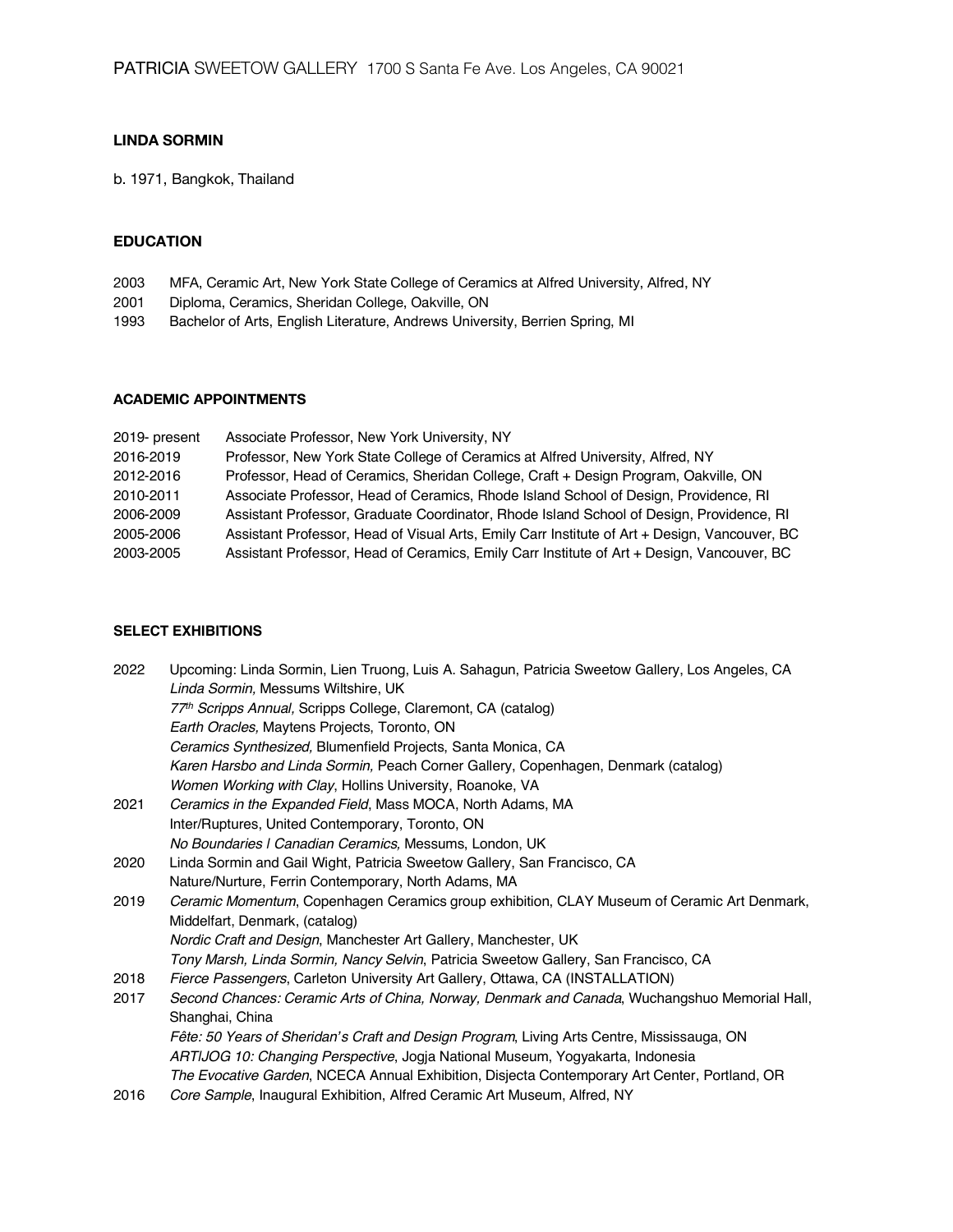PATRICIA SWEETOW GALLERY 1700 S Santa Fe Ave. Los Angeles, CA 90021

**LINDA SORMIN**

b. 1971, Bangkok, Thailand

**EDUCATION**

2003 MFA, Ceramic Art, New York State College of Ceramics at Alfred University, Alfred, NY
2001 Diploma, Ceramics, Sheridan College, Oakville, ON
1993 Bachelor of Arts, English Literature, Andrews University, Berrien Spring, MI

**ACADEMIC APPOINTMENTS**

2019- present Associate Professor, New York University, NY
2016-2019 Professor, New York State College of Ceramics at Alfred University, Alfred, NY
2012-2016 Professor, Head of Ceramics, Sheridan College, Craft + Design Program, Oakville, ON
2010-2011 Associate Professor, Head of Ceramics, Rhode Island School of Design, Providence, RI
2006-2009 Assistant Professor, Graduate Coordinator, Rhode Island School of Design, Providence, RI
2005-2006 Assistant Professor, Head of Visual Arts, Emily Carr Institute of Art + Design, Vancouver, BC
2003-2005 Assistant Professor, Head of Ceramics, Emily Carr Institute of Art + Design, Vancouver, BC

**SELECT EXHIBITIONS**

2022 Upcoming: Linda Sormin, Lien Truong, Luis A. Sahagun, Patricia Sweetow Gallery, Los Angeles, CA
*Linda Sormin,* Messums Wiltshire, UK
*77th Scripps Annual,* Scripps College, Claremont, CA (catalog)
*Earth Oracles,* Maytens Projects, Toronto, ON
*Ceramics Synthesized,* Blumenfield Projects, Santa Monica, CA
*Karen Harsbo and Linda Sormin,* Peach Corner Gallery, Copenhagen, Denmark (catalog)
*Women Working with Clay*, Hollins University, Roanoke, VA

2021 *Ceramics in the Expanded Field*, Mass MOCA, North Adams, MA
Inter/Ruptures, United Contemporary, Toronto, ON
*No Boundaries | Canadian Ceramics,* Messums, London, UK

2020 Linda Sormin and Gail Wight, Patricia Sweetow Gallery, San Francisco, CA
Nature/Nurture, Ferrin Contemporary, North Adams, MA

2019 *Ceramic Momentum*, Copenhagen Ceramics group exhibition, CLAY Museum of Ceramic Art Denmark, Middelfart, Denmark, (catalog)
*Nordic Craft and Design*, Manchester Art Gallery, Manchester, UK
*Tony Marsh, Linda Sormin, Nancy Selvin*, Patricia Sweetow Gallery, San Francisco, CA

2018 *Fierce Passengers*, Carleton University Art Gallery, Ottawa, CA (INSTALLATION)

2017 *Second Chances: Ceramic Arts of China, Norway, Denmark and Canada*, Wuchangshuo Memorial Hall, Shanghai, China
*Fête: 50 Years of Sheridan's Craft and Design Program*, Living Arts Centre, Mississauga, ON
*ART|JOG 10: Changing Perspective*, Jogja National Museum, Yogyakarta, Indonesia
*The Evocative Garden*, NCECA Annual Exhibition, Disjecta Contemporary Art Center, Portland, OR

2016 *Core Sample*, Inaugural Exhibition, Alfred Ceramic Art Museum, Alfred, NY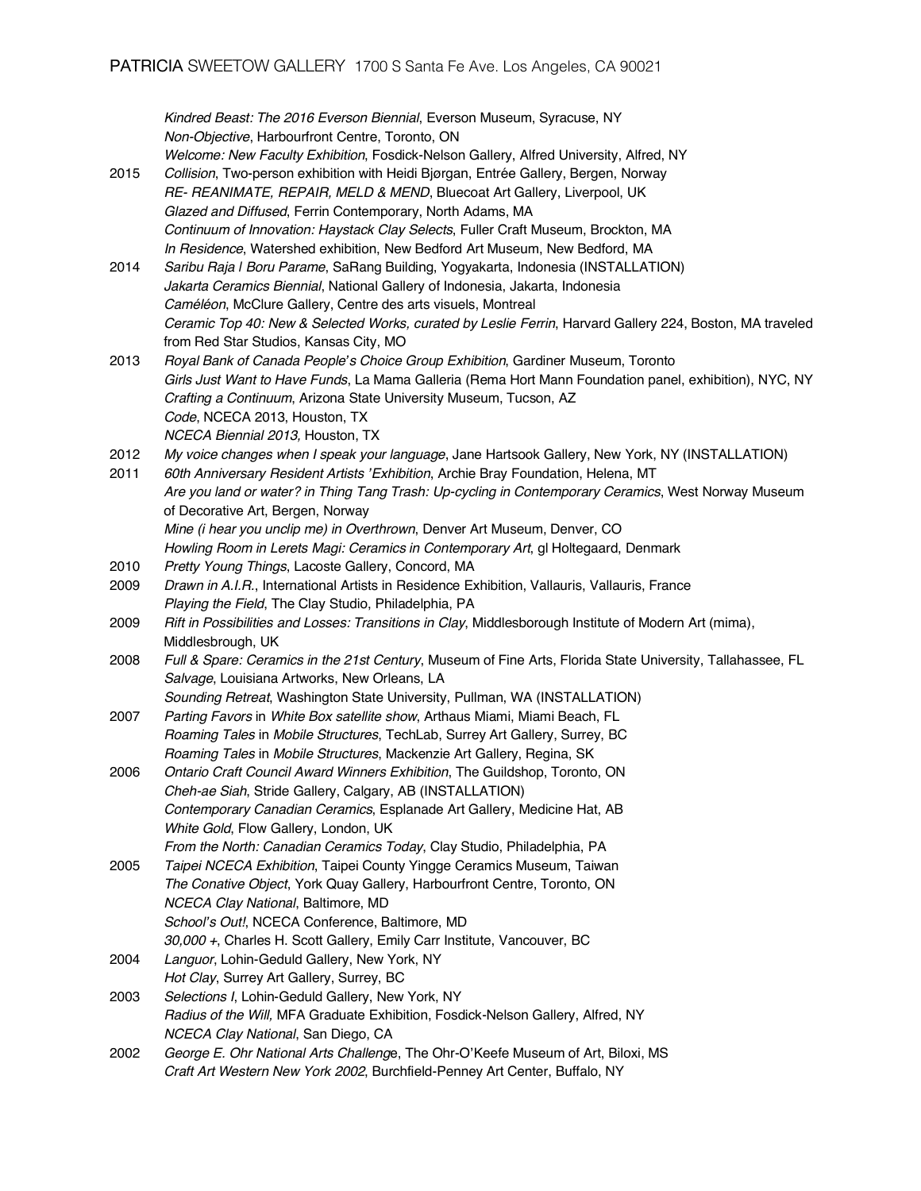*Kindred Beast: The 2016 Everson Biennial*, Everson Museum, Syracuse, NY
*Non-Objective*, Harbourfront Centre, Toronto, ON
*Welcome: New Faculty Exhibition*, Fosdick-Nelson Gallery, Alfred University, Alfred, NY

2015 *Collision*, Two-person exhibition with Heidi Bjørgan, Entrée Gallery, Bergen, Norway
*RE- REANIMATE, REPAIR, MELD & MEND*, Bluecoat Art Gallery, Liverpool, UK
*Glazed and Diffused*, Ferrin Contemporary, North Adams, MA
*Continuum of Innovation: Haystack Clay Selects*, Fuller Craft Museum, Brockton, MA
*In Residence*, Watershed exhibition, New Bedford Art Museum, New Bedford, MA

2014 *Saribu Raja | Boru Parame*, SaRang Building, Yogyakarta, Indonesia (INSTALLATION)
*Jakarta Ceramics Biennial*, National Gallery of Indonesia, Jakarta, Indonesia
*Caméléon*, McClure Gallery, Centre des arts visuels, Montreal
*Ceramic Top 40: New & Selected Works, curated by Leslie Ferrin*, Harvard Gallery 224, Boston, MA traveled from Red Star Studios, Kansas City, MO

2013 *Royal Bank of Canada People's Choice Group Exhibition*, Gardiner Museum, Toronto
*Girls Just Want to Have Funds*, La Mama Galleria (Rema Hort Mann Foundation panel, exhibition), NYC, NY
*Crafting a Continuum*, Arizona State University Museum, Tucson, AZ
*Code*, NCECA 2013, Houston, TX
*NCECA Biennial 2013,* Houston, TX

2012 *My voice changes when I speak your language*, Jane Hartsook Gallery, New York, NY (INSTALLATION)

2011 *60th Anniversary Resident Artists 'Exhibition*, Archie Bray Foundation, Helena, MT
*Are you land or water? in Thing Tang Trash: Up-cycling in Contemporary Ceramics*, West Norway Museum of Decorative Art, Bergen, Norway
*Mine (i hear you unclip me) in Overthrown*, Denver Art Museum, Denver, CO
*Howling Room in Lerets Magi: Ceramics in Contemporary Art*, gl Holtegaard, Denmark

2010 *Pretty Young Things*, Lacoste Gallery, Concord, MA

2009 *Drawn in A.I.R.*, International Artists in Residence Exhibition, Vallauris, Vallauris, France
*Playing the Field*, The Clay Studio, Philadelphia, PA

2009 *Rift in Possibilities and Losses: Transitions in Clay*, Middlesborough Institute of Modern Art (mima), Middlesbrough, UK

2008 *Full & Spare: Ceramics in the 21st Century*, Museum of Fine Arts, Florida State University, Tallahassee, FL
*Salvage*, Louisiana Artworks, New Orleans, LA
*Sounding Retreat*, Washington State University, Pullman, WA (INSTALLATION)

2007 *Parting Favors* in *White Box satellite show*, Arthaus Miami, Miami Beach, FL
*Roaming Tales* in *Mobile Structures*, TechLab, Surrey Art Gallery, Surrey, BC
*Roaming Tales* in *Mobile Structures*, Mackenzie Art Gallery, Regina, SK

2006 *Ontario Craft Council Award Winners Exhibition*, The Guildshop, Toronto, ON
*Cheh-ae Siah*, Stride Gallery, Calgary, AB (INSTALLATION)
*Contemporary Canadian Ceramics*, Esplanade Art Gallery, Medicine Hat, AB
*White Gold*, Flow Gallery, London, UK
*From the North: Canadian Ceramics Today*, Clay Studio, Philadelphia, PA

2005 *Taipei NCECA Exhibition*, Taipei County Yingge Ceramics Museum, Taiwan
*The Conative Object*, York Quay Gallery, Harbourfront Centre, Toronto, ON
*NCECA Clay National*, Baltimore, MD
*School's Out!*, NCECA Conference, Baltimore, MD
*30,000 +*, Charles H. Scott Gallery, Emily Carr Institute, Vancouver, BC

2004 *Languor*, Lohin-Geduld Gallery, New York, NY
*Hot Clay*, Surrey Art Gallery, Surrey, BC

2003 *Selections I*, Lohin-Geduld Gallery, New York, NY
*Radius of the Will,* MFA Graduate Exhibition, Fosdick-Nelson Gallery, Alfred, NY
*NCECA Clay National*, San Diego, CA

2002 *George E. Ohr National Arts Challenge*, The Ohr-O'Keefe Museum of Art, Biloxi, MS
*Craft Art Western New York 2002*, Burchfield-Penney Art Center, Buffalo, NY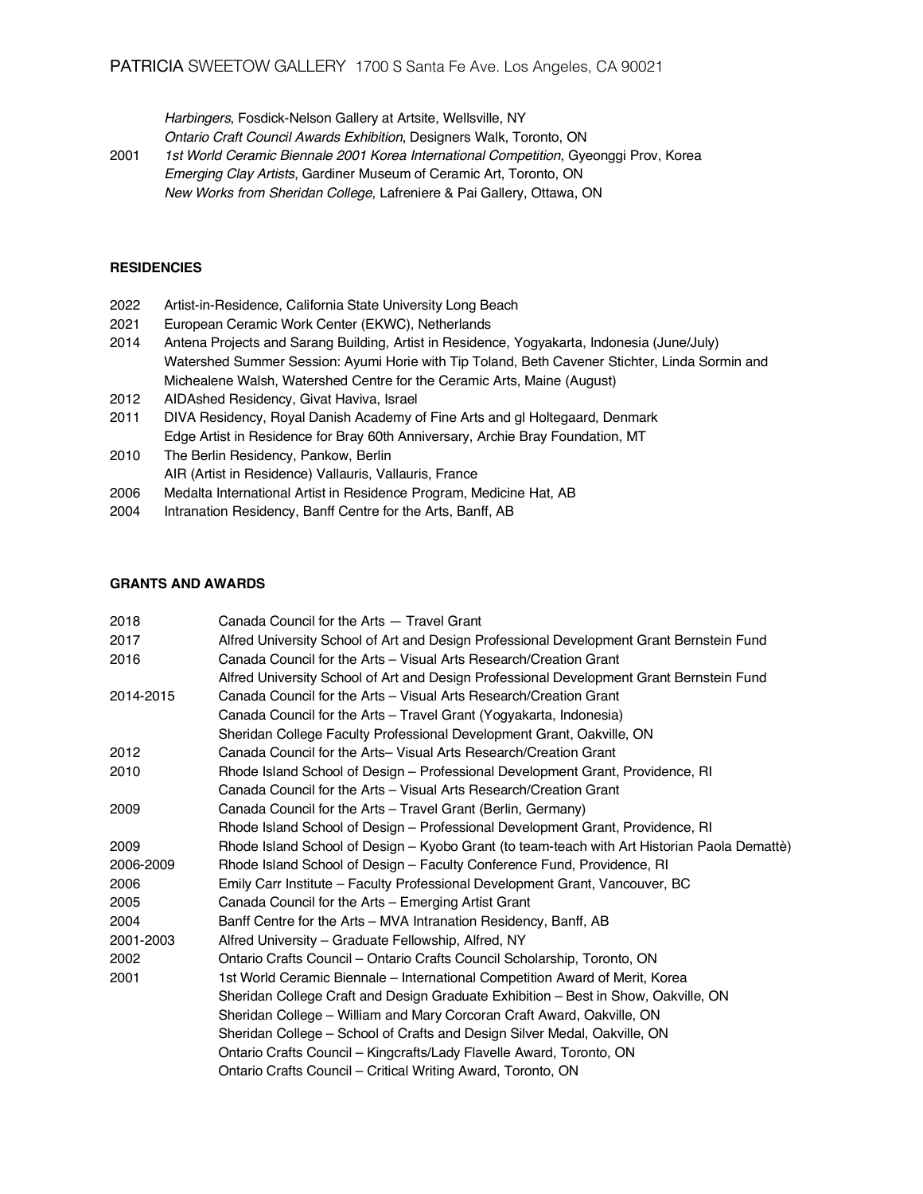*Harbingers*, Fosdick-Nelson Gallery at Artsite, Wellsville, NY
*Ontario Craft Council Awards Exhibition*, Designers Walk, Toronto, ON

2001 *1st World Ceramic Biennale 2001 Korea International Competition*, Gyeonggi Prov, Korea
*Emerging Clay Artists*, Gardiner Museum of Ceramic Art, Toronto, ON
*New Works from Sheridan College*, Lafreniere & Pai Gallery, Ottawa, ON

**RESIDENCIES**

2022 Artist-in-Residence, California State University Long Beach
2021 European Ceramic Work Center (EKWC), Netherlands
2014 Antena Projects and Sarang Building, Artist in Residence, Yogyakarta, Indonesia (June/July)
Watershed Summer Session: Ayumi Horie with Tip Toland, Beth Cavener Stichter, Linda Sormin and Michealene Walsh, Watershed Centre for the Ceramic Arts, Maine (August)
2012 AIDAshed Residency, Givat Haviva, Israel
2011 DIVA Residency, Royal Danish Academy of Fine Arts and gl Holtegaard, Denmark
Edge Artist in Residence for Bray 60th Anniversary, Archie Bray Foundation, MT
2010 The Berlin Residency, Pankow, Berlin
AIR (Artist in Residence) Vallauris, Vallauris, France
2006 Medalta International Artist in Residence Program, Medicine Hat, AB
2004 Intranation Residency, Banff Centre for the Arts, Banff, AB

**GRANTS AND AWARDS**

2018 Canada Council for the Arts — Travel Grant
2017 Alfred University School of Art and Design Professional Development Grant Bernstein Fund
2016 Canada Council for the Arts – Visual Arts Research/Creation Grant
Alfred University School of Art and Design Professional Development Grant Bernstein Fund
2014-2015 Canada Council for the Arts – Visual Arts Research/Creation Grant
Canada Council for the Arts – Travel Grant (Yogyakarta, Indonesia)
Sheridan College Faculty Professional Development Grant, Oakville, ON
2012 Canada Council for the Arts– Visual Arts Research/Creation Grant
2010 Rhode Island School of Design – Professional Development Grant, Providence, RI
Canada Council for the Arts – Visual Arts Research/Creation Grant
2009 Canada Council for the Arts – Travel Grant (Berlin, Germany)
Rhode Island School of Design – Professional Development Grant, Providence, RI
2009 Rhode Island School of Design – Kyobo Grant (to team-teach with Art Historian Paola Demattè)
2006-2009 Rhode Island School of Design – Faculty Conference Fund, Providence, RI
2006 Emily Carr Institute – Faculty Professional Development Grant, Vancouver, BC
2005 Canada Council for the Arts – Emerging Artist Grant
2004 Banff Centre for the Arts – MVA Intranation Residency, Banff, AB
2001-2003 Alfred University – Graduate Fellowship, Alfred, NY
2002 Ontario Crafts Council – Ontario Crafts Council Scholarship, Toronto, ON
2001 1st World Ceramic Biennale – International Competition Award of Merit, Korea
Sheridan College Craft and Design Graduate Exhibition – Best in Show, Oakville, ON
Sheridan College – William and Mary Corcoran Craft Award, Oakville, ON
Sheridan College – School of Crafts and Design Silver Medal, Oakville, ON
Ontario Crafts Council – Kingcrafts/Lady Flavelle Award, Toronto, ON
Ontario Crafts Council – Critical Writing Award, Toronto, ON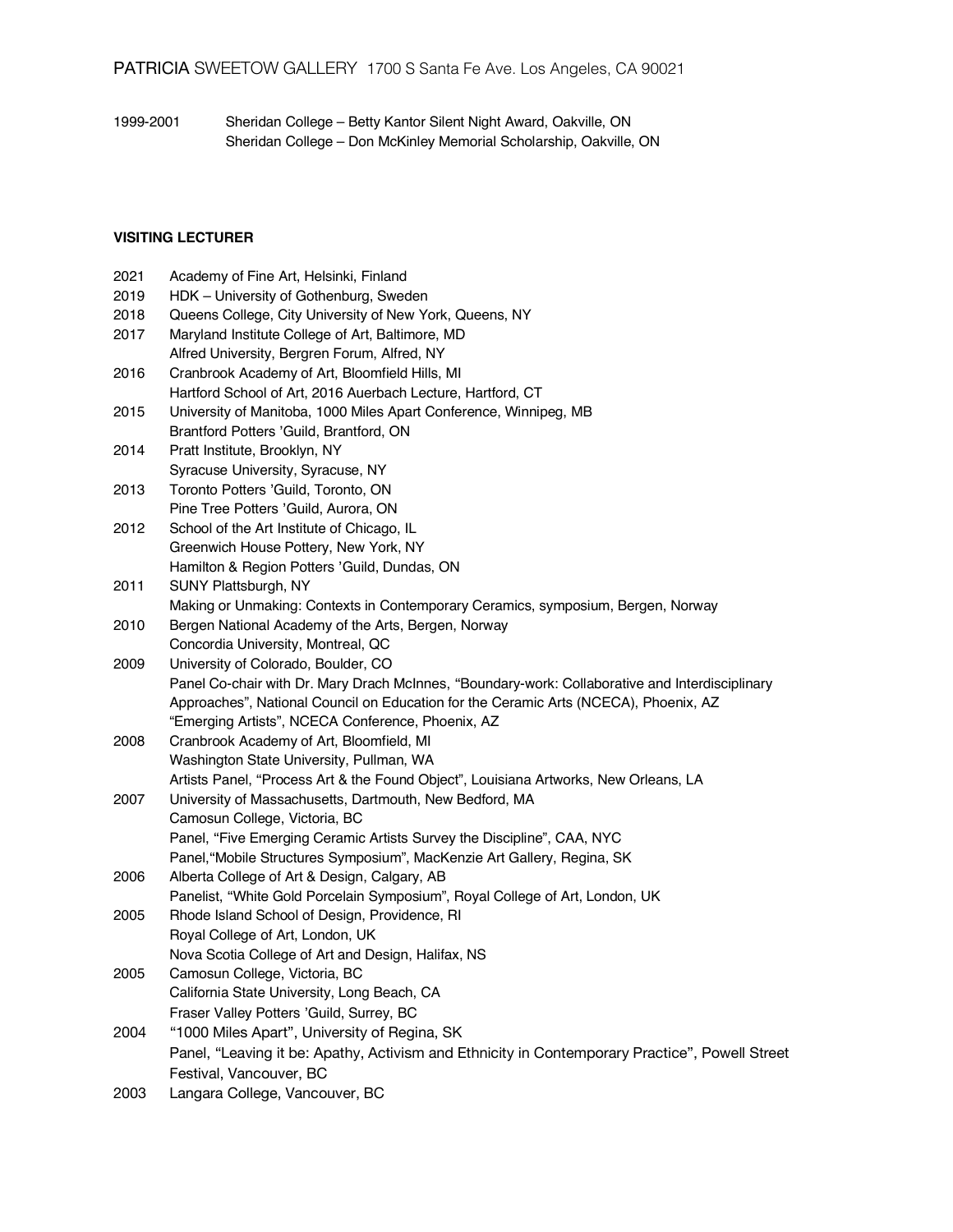| | |
|---|---|
| 1999-2001 | Sheridan College – Betty Kantor Silent Night Award, Oakville, ON |
| | Sheridan College – Don McKinley Memorial Scholarship, Oakville, ON |

**VISITING LECTURER**

| | |
|---|---|
| 2021 | Academy of Fine Art, Helsinki, Finland |
| 2019 | HDK – University of Gothenburg, Sweden |
| 2018 | Queens College, City University of New York, Queens, NY |
| 2017 | Maryland Institute College of Art, Baltimore, MD |
| | Alfred University, Bergren Forum, Alfred, NY |
| 2016 | Cranbrook Academy of Art, Bloomfield Hills, MI |
| | Hartford School of Art, 2016 Auerbach Lecture, Hartford, CT |
| 2015 | University of Manitoba, 1000 Miles Apart Conference, Winnipeg, MB |
| | Brantford Potters 'Guild, Brantford, ON |
| 2014 | Pratt Institute, Brooklyn, NY |
| | Syracuse University, Syracuse, NY |
| 2013 | Toronto Potters 'Guild, Toronto, ON |
| | Pine Tree Potters 'Guild, Aurora, ON |
| 2012 | School of the Art Institute of Chicago, IL |
| | Greenwich House Pottery, New York, NY |
| | Hamilton & Region Potters 'Guild, Dundas, ON |
| 2011 | SUNY Plattsburgh, NY |
| | Making or Unmaking: Contexts in Contemporary Ceramics, symposium, Bergen, Norway |
| 2010 | Bergen National Academy of the Arts, Bergen, Norway |
| | Concordia University, Montreal, QC |
| 2009 | University of Colorado, Boulder, CO |
| | Panel Co-chair with Dr. Mary Drach McInnes, "Boundary-work: Collaborative and Interdisciplinary Approaches", National Council on Education for the Ceramic Arts (NCECA), Phoenix, AZ |
| | "Emerging Artists", NCECA Conference, Phoenix, AZ |
| 2008 | Cranbrook Academy of Art, Bloomfield, MI |
| | Washington State University, Pullman, WA |
| | Artists Panel, "Process Art & the Found Object", Louisiana Artworks, New Orleans, LA |
| 2007 | University of Massachusetts, Dartmouth, New Bedford, MA |
| | Camosun College, Victoria, BC |
| | Panel, "Five Emerging Ceramic Artists Survey the Discipline", CAA, NYC |
| | Panel,"Mobile Structures Symposium", MacKenzie Art Gallery, Regina, SK |
| 2006 | Alberta College of Art & Design, Calgary, AB |
| | Panelist, "White Gold Porcelain Symposium", Royal College of Art, London, UK |
| 2005 | Rhode Island School of Design, Providence, RI |
| | Royal College of Art, London, UK |
| | Nova Scotia College of Art and Design, Halifax, NS |
| 2005 | Camosun College, Victoria, BC |
| | California State University, Long Beach, CA |
| | Fraser Valley Potters 'Guild, Surrey, BC |
| 2004 | "1000 Miles Apart", University of Regina, SK |
| | Panel, "Leaving it be: Apathy, Activism and Ethnicity in Contemporary Practice", Powell Street Festival, Vancouver, BC |
| 2003 | Langara College, Vancouver, BC |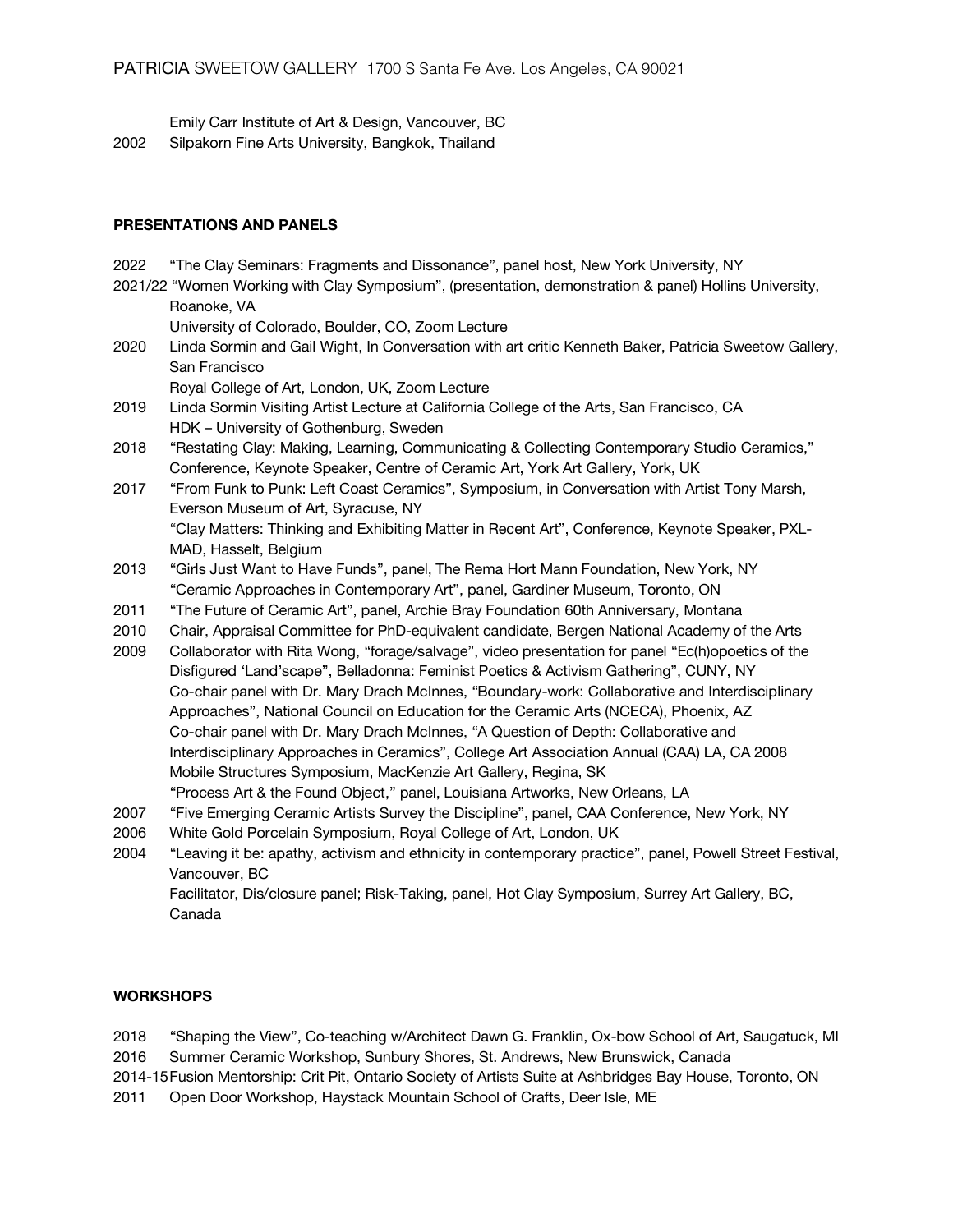Emily Carr Institute of Art & Design, Vancouver, BC

2002 Silpakorn Fine Arts University, Bangkok, Thailand

**PRESENTATIONS AND PANELS**

2022 "The Clay Seminars: Fragments and Dissonance", panel host, New York University, NY

2021/22 "Women Working with Clay Symposium", (presentation, demonstration & panel) Hollins University, Roanoke, VA
University of Colorado, Boulder, CO, Zoom Lecture

2020 Linda Sormin and Gail Wight, In Conversation with art critic Kenneth Baker, Patricia Sweetow Gallery, San Francisco
Royal College of Art, London, UK, Zoom Lecture

2019 Linda Sormin Visiting Artist Lecture at California College of the Arts, San Francisco, CA
HDK – University of Gothenburg, Sweden

2018 "Restating Clay: Making, Learning, Communicating & Collecting Contemporary Studio Ceramics," Conference, Keynote Speaker, Centre of Ceramic Art, York Art Gallery, York, UK

2017 "From Funk to Punk: Left Coast Ceramics", Symposium, in Conversation with Artist Tony Marsh, Everson Museum of Art, Syracuse, NY
"Clay Matters: Thinking and Exhibiting Matter in Recent Art", Conference, Keynote Speaker, PXL-MAD, Hasselt, Belgium

2013 "Girls Just Want to Have Funds", panel, The Rema Hort Mann Foundation, New York, NY
"Ceramic Approaches in Contemporary Art", panel, Gardiner Museum, Toronto, ON

2011 "The Future of Ceramic Art", panel, Archie Bray Foundation 60th Anniversary, Montana

2010 Chair, Appraisal Committee for PhD-equivalent candidate, Bergen National Academy of the Arts

2009 Collaborator with Rita Wong, "forage/salvage", video presentation for panel "Ec(h)opoetics of the Disfigured 'Land'scape", Belladonna: Feminist Poetics & Activism Gathering", CUNY, NY
Co-chair panel with Dr. Mary Drach McInnes, "Boundary-work: Collaborative and Interdisciplinary Approaches", National Council on Education for the Ceramic Arts (NCECA), Phoenix, AZ
Co-chair panel with Dr. Mary Drach McInnes, "A Question of Depth: Collaborative and Interdisciplinary Approaches in Ceramics", College Art Association Annual (CAA) LA, CA 2008
Mobile Structures Symposium, MacKenzie Art Gallery, Regina, SK
"Process Art & the Found Object," panel, Louisiana Artworks, New Orleans, LA

2007 "Five Emerging Ceramic Artists Survey the Discipline", panel, CAA Conference, New York, NY

2006 White Gold Porcelain Symposium, Royal College of Art, London, UK

2004 "Leaving it be: apathy, activism and ethnicity in contemporary practice", panel, Powell Street Festival, Vancouver, BC
Facilitator, Dis/closure panel; Risk-Taking, panel, Hot Clay Symposium, Surrey Art Gallery, BC, Canada

**WORKSHOPS**

2018 "Shaping the View", Co-teaching w/Architect Dawn G. Franklin, Ox-bow School of Art, Saugatuck, MI

2016 Summer Ceramic Workshop, Sunbury Shores, St. Andrews, New Brunswick, Canada

2014-15 Fusion Mentorship: Crit Pit, Ontario Society of Artists Suite at Ashbridges Bay House, Toronto, ON

2011 Open Door Workshop, Haystack Mountain School of Crafts, Deer Isle, ME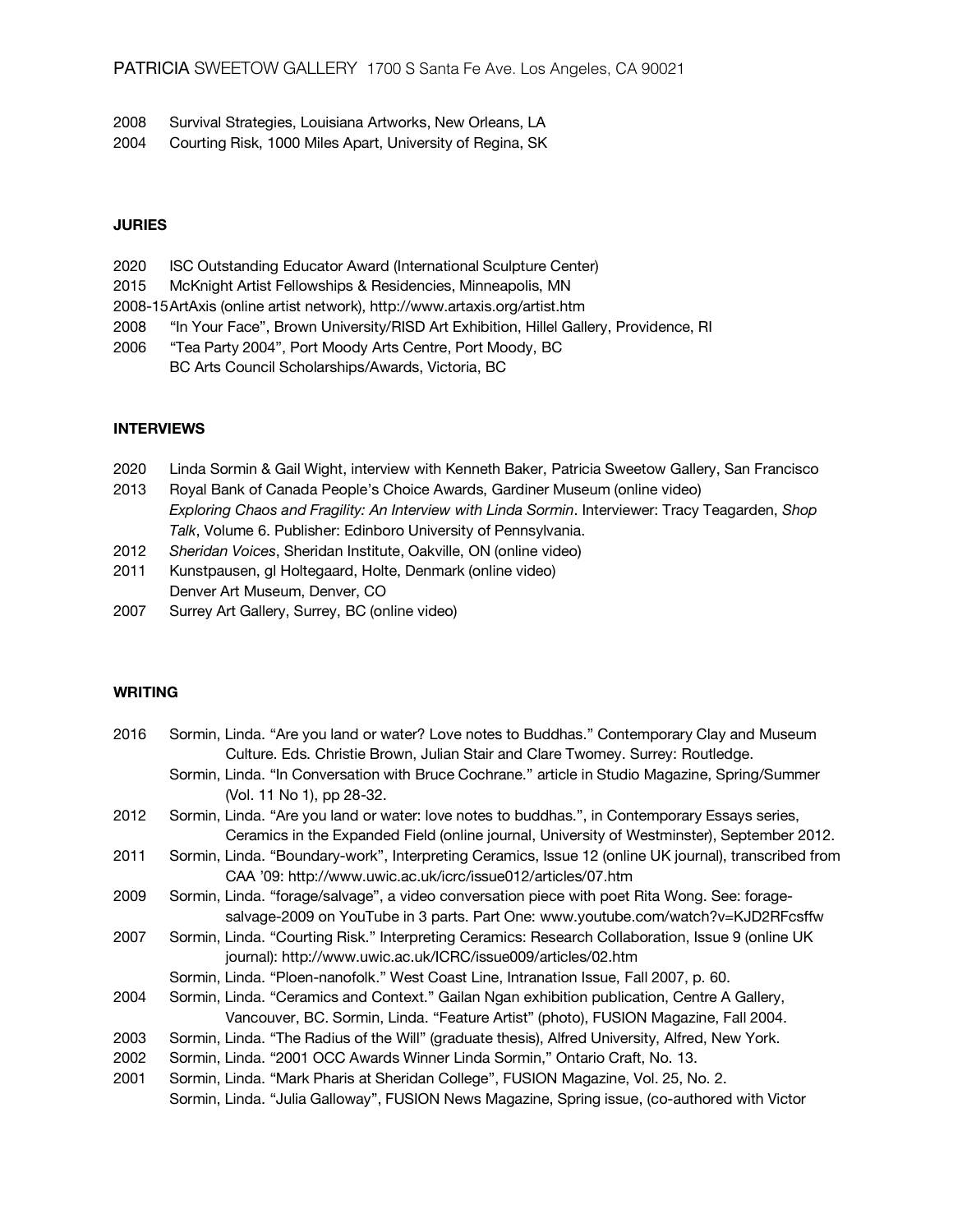2008 Survival Strategies, Louisiana Artworks, New Orleans, LA
2004 Courting Risk, 1000 Miles Apart, University of Regina, SK

**JURIES**

2020 ISC Outstanding Educator Award (International Sculpture Center)
2015 McKnight Artist Fellowships & Residencies, Minneapolis, MN
2008-15 ArtAxis (online artist network), http://www.artaxis.org/artist.htm
2008 "In Your Face", Brown University/RISD Art Exhibition, Hillel Gallery, Providence, RI
2006 "Tea Party 2004", Port Moody Arts Centre, Port Moody, BC
BC Arts Council Scholarships/Awards, Victoria, BC

**INTERVIEWS**

2020 Linda Sormin & Gail Wight, interview with Kenneth Baker, Patricia Sweetow Gallery, San Francisco
2013 Royal Bank of Canada People's Choice Awards, Gardiner Museum (online video)
*Exploring Chaos and Fragility: An Interview with Linda Sormin*. Interviewer: Tracy Teagarden, *Shop Talk*, Volume 6. Publisher: Edinboro University of Pennsylvania.
2012 *Sheridan Voices*, Sheridan Institute, Oakville, ON (online video)
2011 Kunstpausen, gl Holtegaard, Holte, Denmark (online video)
Denver Art Museum, Denver, CO
2007 Surrey Art Gallery, Surrey, BC (online video)

**WRITING**

2016 Sormin, Linda. "Are you land or water? Love notes to Buddhas." Contemporary Clay and Museum Culture. Eds. Christie Brown, Julian Stair and Clare Twomey. Surrey: Routledge.
Sormin, Linda. "In Conversation with Bruce Cochrane." article in Studio Magazine, Spring/Summer (Vol. 11 No 1), pp 28-32.
2012 Sormin, Linda. "Are you land or water: love notes to buddhas.", in Contemporary Essays series, Ceramics in the Expanded Field (online journal, University of Westminster), September 2012.
2011 Sormin, Linda. "Boundary-work", Interpreting Ceramics, Issue 12 (online UK journal), transcribed from CAA '09: http://www.uwic.ac.uk/icrc/issue012/articles/07.htm
2009 Sormin, Linda. "forage/salvage", a video conversation piece with poet Rita Wong. See: forage-salvage-2009 on YouTube in 3 parts. Part One: www.youtube.com/watch?v=KJD2RFcsffw
2007 Sormin, Linda. "Courting Risk." Interpreting Ceramics: Research Collaboration, Issue 9 (online UK journal): http://www.uwic.ac.uk/ICRC/issue009/articles/02.htm
Sormin, Linda. "Ploen-nanofolk." West Coast Line, Intranation Issue, Fall 2007, p. 60.
2004 Sormin, Linda. "Ceramics and Context." Gailan Ngan exhibition publication, Centre A Gallery, Vancouver, BC. Sormin, Linda. "Feature Artist" (photo), FUSION Magazine, Fall 2004.
2003 Sormin, Linda. "The Radius of the Will" (graduate thesis), Alfred University, Alfred, New York.
2002 Sormin, Linda. "2001 OCC Awards Winner Linda Sormin," Ontario Craft, No. 13.
2001 Sormin, Linda. "Mark Pharis at Sheridan College", FUSION Magazine, Vol. 25, No. 2.
Sormin, Linda. "Julia Galloway", FUSION News Magazine, Spring issue, (co-authored with Victor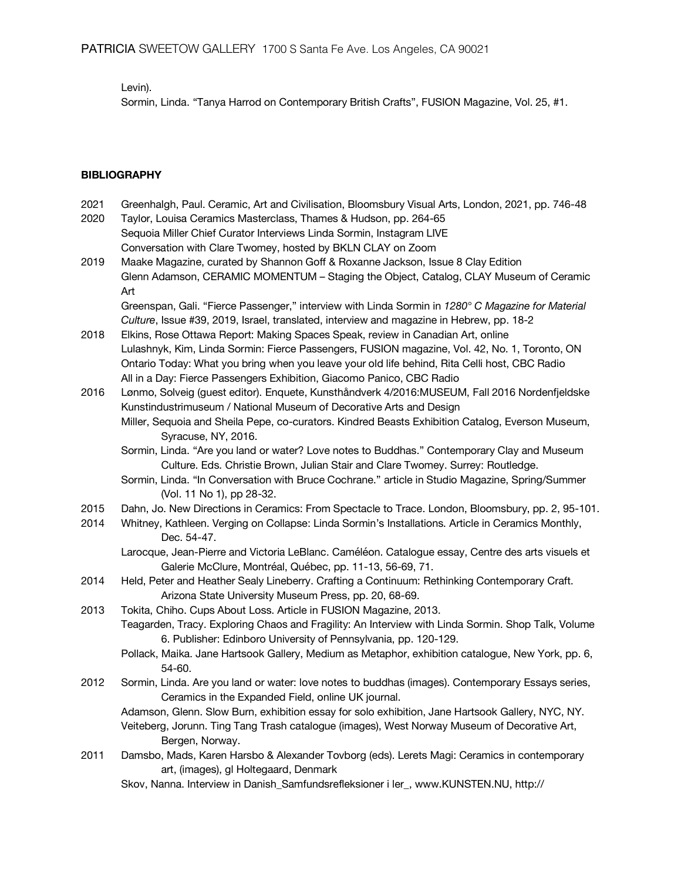Levin).

Sormin, Linda. “Tanya Harrod on Contemporary British Crafts”, FUSION Magazine, Vol. 25, #1.

**BIBLIOGRAPHY**

2021 Greenhalgh, Paul. Ceramic, Art and Civilisation, Bloomsbury Visual Arts, London, 2021, pp. 746-48

2020 Taylor, Louisa Ceramics Masterclass, Thames & Hudson, pp. 264-65
Sequoia Miller Chief Curator Interviews Linda Sormin, Instagram LIVE
Conversation with Clare Twomey, hosted by BKLN CLAY on Zoom

2019 Maake Magazine, curated by Shannon Goff & Roxanne Jackson, Issue 8 Clay Edition
Glenn Adamson, CERAMIC MOMENTUM – Staging the Object, Catalog, CLAY Museum of Ceramic Art
Greenspan, Gali. “Fierce Passenger,” interview with Linda Sormin in *1280° C Magazine for Material Culture*, Issue #39, 2019, Israel, translated, interview and magazine in Hebrew, pp. 18-2

2018 Elkins, Rose Ottawa Report: Making Spaces Speak, review in Canadian Art, online
Lulashnyk, Kim, Linda Sormin: Fierce Passengers, FUSION magazine, Vol. 42, No. 1, Toronto, ON
Ontario Today: What you bring when you leave your old life behind, Rita Celli host, CBC Radio
All in a Day: Fierce Passengers Exhibition, Giacomo Panico, CBC Radio

2016 Lønmo, Solveig (guest editor). Enquete, Kunsthåndverk 4/2016:MUSEUM, Fall 2016 Nordenfjeldske Kunstindustrimuseum / National Museum of Decorative Arts and Design
Miller, Sequoia and Sheila Pepe, co-curators. Kindred Beasts Exhibition Catalog, Everson Museum, Syracuse, NY, 2016.
Sormin, Linda. “Are you land or water? Love notes to Buddhas.” Contemporary Clay and Museum Culture. Eds. Christie Brown, Julian Stair and Clare Twomey. Surrey: Routledge.
Sormin, Linda. “In Conversation with Bruce Cochrane.” article in Studio Magazine, Spring/Summer (Vol. 11 No 1), pp 28-32.

2015 Dahn, Jo. New Directions in Ceramics: From Spectacle to Trace. London, Bloomsbury, pp. 2, 95-101.

2014 Whitney, Kathleen. Verging on Collapse: Linda Sormin’s Installations. Article in Ceramics Monthly, Dec. 54-47.
Larocque, Jean-Pierre and Victoria LeBlanc. Caméléon. Catalogue essay, Centre des arts visuels et Galerie McClure, Montréal, Québec, pp. 11-13, 56-69, 71.

2014 Held, Peter and Heather Sealy Lineberry. Crafting a Continuum: Rethinking Contemporary Craft. Arizona State University Museum Press, pp. 20, 68-69.

2013 Tokita, Chiho. Cups About Loss. Article in FUSION Magazine, 2013.
Teagarden, Tracy. Exploring Chaos and Fragility: An Interview with Linda Sormin. Shop Talk, Volume 6. Publisher: Edinboro University of Pennsylvania, pp. 120-129.
Pollack, Maika. Jane Hartsook Gallery, Medium as Metaphor, exhibition catalogue, New York, pp. 6, 54-60.

2012 Sormin, Linda. Are you land or water: love notes to buddhas (images). Contemporary Essays series, Ceramics in the Expanded Field, online UK journal.
Adamson, Glenn. Slow Burn, exhibition essay for solo exhibition, Jane Hartsook Gallery, NYC, NY.
Veiteberg, Jorunn. Ting Tang Trash catalogue (images), West Norway Museum of Decorative Art, Bergen, Norway.

2011 Damsbo, Mads, Karen Harsbo & Alexander Tovborg (eds). Lerets Magi: Ceramics in contemporary art, (images), gl Holtegaard, Denmark
Skov, Nanna. Interview in Danish_Samfundsrefleksioner i ler_, www.KUNSTEN.NU, http://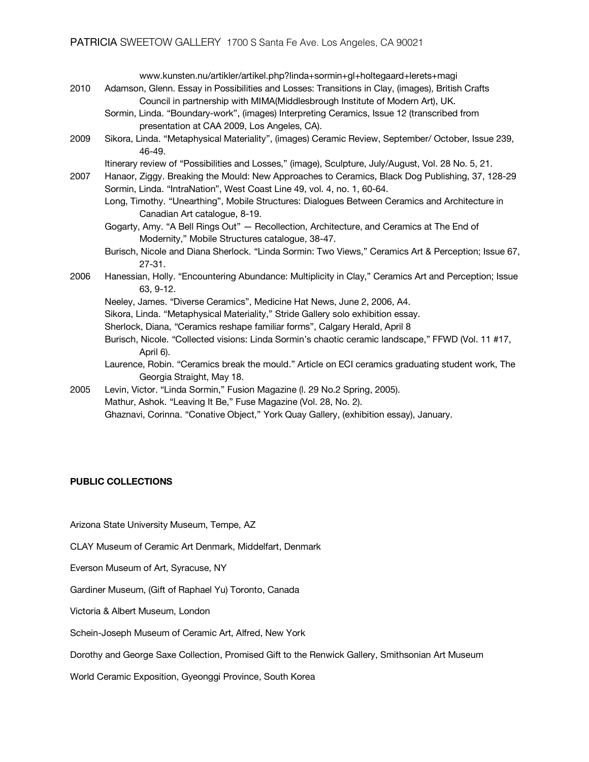www.kunsten.nu/artikler/artikel.php?linda+sormin+gl+holtegaard+lerets+magi

2010 Adamson, Glenn. Essay in Possibilities and Losses: Transitions in Clay, (images), British Crafts Council in partnership with MIMA(Middlesbrough Institute of Modern Art), UK.

Sormin, Linda. "Boundary-work", (images) Interpreting Ceramics, Issue 12 (transcribed from presentation at CAA 2009, Los Angeles, CA).

2009 Sikora, Linda. "Metaphysical Materiality", (images) Ceramic Review, September/ October, Issue 239, 46-49.

Itinerary review of "Possibilities and Losses," (image), Sculpture, July/August, Vol. 28 No. 5, 21.

2007 Hanaor, Ziggy. Breaking the Mould: New Approaches to Ceramics, Black Dog Publishing, 37, 128-29

Sormin, Linda. "IntraNation", West Coast Line 49, vol. 4, no. 1, 60-64.

Long, Timothy. "Unearthing", Mobile Structures: Dialogues Between Ceramics and Architecture in Canadian Art catalogue, 8-19.

Gogarty, Amy. "A Bell Rings Out" — Recollection, Architecture, and Ceramics at The End of Modernity," Mobile Structures catalogue, 38-47.

Burisch, Nicole and Diana Sherlock. "Linda Sormin: Two Views," Ceramics Art & Perception; Issue 67, 27-31.

2006 Hanessian, Holly. "Encountering Abundance: Multiplicity in Clay," Ceramics Art and Perception; Issue 63, 9-12.

Neeley, James. "Diverse Ceramics", Medicine Hat News, June 2, 2006, A4.

Sikora, Linda. "Metaphysical Materiality," Stride Gallery solo exhibition essay.

Sherlock, Diana, "Ceramics reshape familiar forms", Calgary Herald, April 8

Burisch, Nicole. "Collected visions: Linda Sormin's chaotic ceramic landscape," FFWD (Vol. 11 #17, April 6).

Laurence, Robin. "Ceramics break the mould." Article on ECI ceramics graduating student work, The Georgia Straight, May 18.

2005 Levin, Victor. "Linda Sormin," Fusion Magazine (l. 29 No.2 Spring, 2005).

Mathur, Ashok. "Leaving It Be," Fuse Magazine (Vol. 28, No. 2).

Ghaznavi, Corinna. "Conative Object," York Quay Gallery, (exhibition essay), January.

**PUBLIC COLLECTIONS**

Arizona State University Museum, Tempe, AZ

CLAY Museum of Ceramic Art Denmark, Middelfart, Denmark

Everson Museum of Art, Syracuse, NY

Gardiner Museum, (Gift of Raphael Yu) Toronto, Canada

Victoria & Albert Museum, London

Schein-Joseph Museum of Ceramic Art, Alfred, New York

Dorothy and George Saxe Collection, Promised Gift to the Renwick Gallery, Smithsonian Art Museum

World Ceramic Exposition, Gyeonggi Province, South Korea